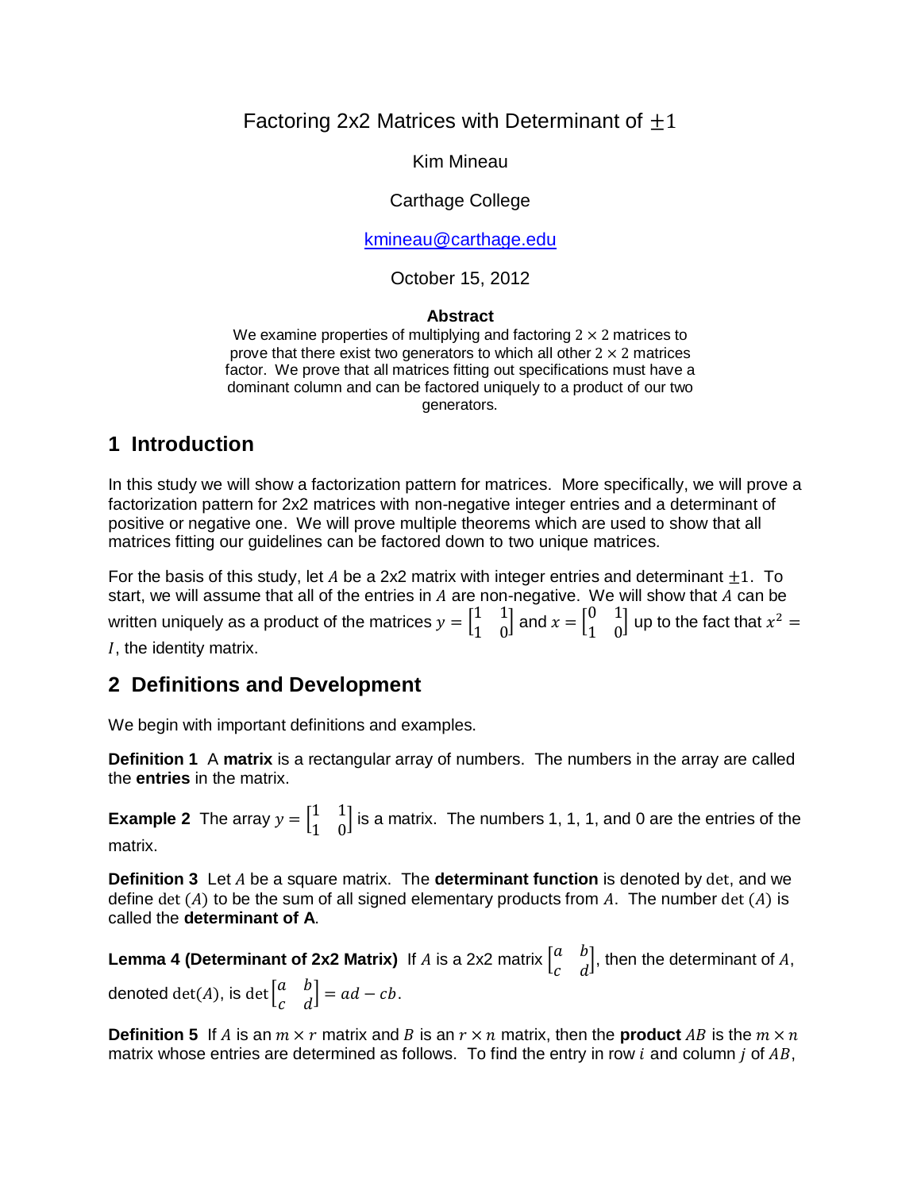# Factoring 2x2 Matrices with Determinant of $\pm 1$

Kim Mineau

Carthage College

kmineau@carthage.edu

October 15, 2012

**Abstract**

We examine properties of multiplying and factoring $2 \times 2$ matrices to prove that there exist two generators to which all other $2 \times 2$ matrices factor. We prove that all matrices fitting out specifications must have a dominant column and can be factored uniquely to a product of our two generators.

## 1 Introduction

In this study we will show a factorization pattern for matrices. More specifically, we will prove a factorization pattern for 2x2 matrices with non-negative integer entries and a determinant of positive or negative one. We will prove multiple theorems which are used to show that all matrices fitting our guidelines can be factored down to two unique matrices.

For the basis of this study, let $A$ be a 2x2 matrix with integer entries and determinant $\pm 1$. To start, we will assume that all of the entries in $A$ are non-negative. We will show that $A$ can be written uniquely as a product of the matrices $y = \begin{bmatrix} 1 & 1 \\ 1 & 0 \end{bmatrix}$ and $x = \begin{bmatrix} 0 & 1 \\ 1 & 0 \end{bmatrix}$ up to the fact that $x^2 = I$, the identity matrix.

## 2 Definitions and Development

We begin with important definitions and examples.

**Definition 1** A **matrix** is a rectangular array of numbers. The numbers in the array are called the **entries** in the matrix.

**Example 2** The array $y = \begin{bmatrix} 1 & 1 \\ 1 & 0 \end{bmatrix}$ is a matrix. The numbers 1, 1, 1, and 0 are the entries of the matrix.

**Definition 3** Let $A$ be a square matrix. The **determinant function** is denoted by $\det$, and we define $\det(A)$ to be the sum of all signed elementary products from $A$. The number $\det(A)$ is called the **determinant of A**.

**Lemma 4 (Determinant of 2x2 Matrix)** If $A$ is a 2x2 matrix $\begin{bmatrix} a & b \\ c & d \end{bmatrix}$, then the determinant of $A$, denoted $\det(A)$, is $\det \begin{bmatrix} a & b \\ c & d \end{bmatrix} = ad - cb$.

**Definition 5** If $A$ is an $m \times r$ matrix and $B$ is an $r \times n$ matrix, then the **product** $AB$ is the $m \times n$ matrix whose entries are determined as follows. To find the entry in row $i$ and column $j$ of $AB$,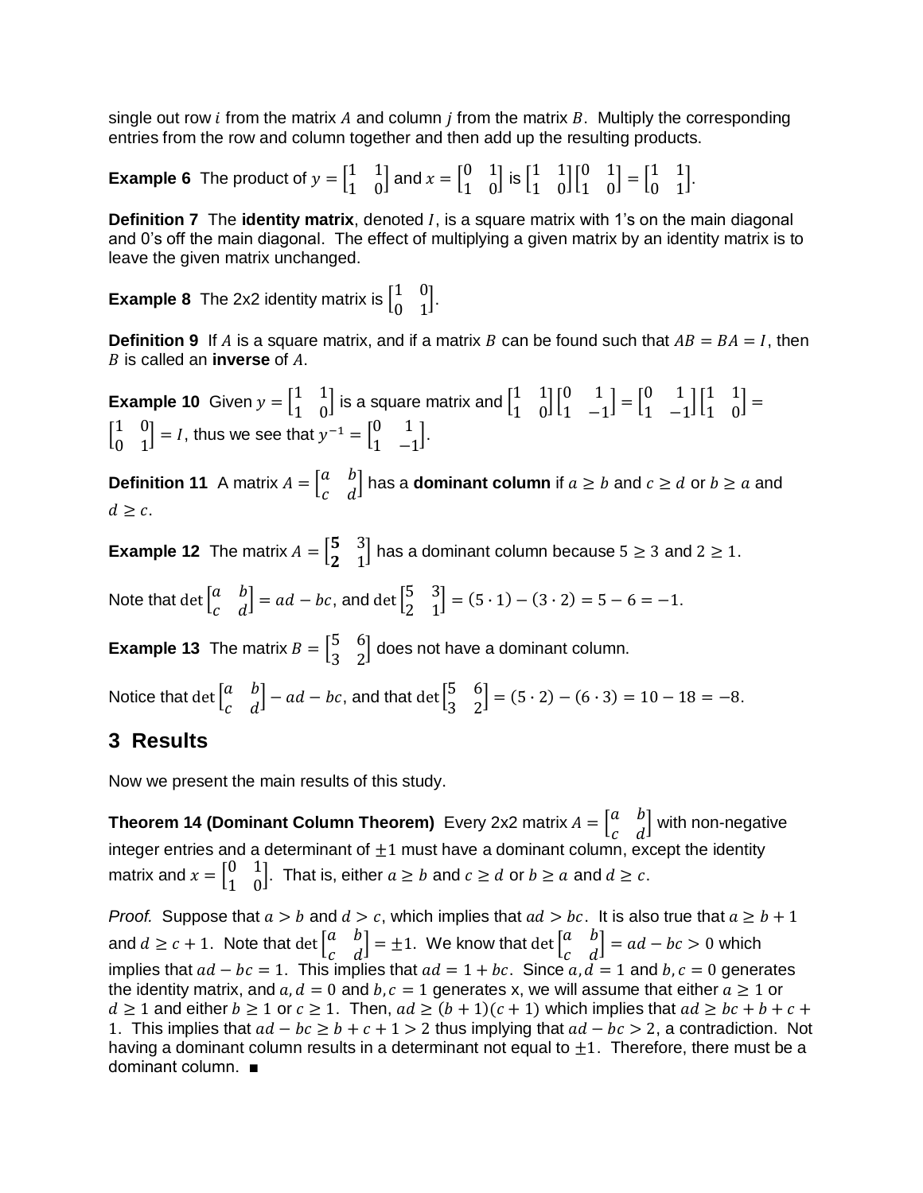single out row $i$ from the matrix $A$ and column $j$ from the matrix $B$. Multiply the corresponding entries from the row and column together and then add up the resulting products.

**Example 6** The product of $y = \begin{bmatrix} 1 & 1 \\ 1 & 0 \end{bmatrix}$ and $x = \begin{bmatrix} 0 & 1 \\ 1 & 0 \end{bmatrix}$ is $\begin{bmatrix} 1 & 1 \\ 1 & 0 \end{bmatrix}\begin{bmatrix} 0 & 1 \\ 1 & 0 \end{bmatrix} = \begin{bmatrix} 1 & 1 \\ 0 & 1 \end{bmatrix}$.

**Definition 7** The **identity matrix**, denoted $I$, is a square matrix with 1's on the main diagonal and 0's off the main diagonal. The effect of multiplying a given matrix by an identity matrix is to leave the given matrix unchanged.

**Example 8** The 2x2 identity matrix is $\begin{bmatrix} 1 & 0 \\ 0 & 1 \end{bmatrix}$.

**Definition 9** If $A$ is a square matrix, and if a matrix $B$ can be found such that $AB = BA = I$, then $B$ is called an **inverse** of $A$.

**Example 10** Given $y = \begin{bmatrix} 1 & 1 \\ 1 & 0 \end{bmatrix}$ is a square matrix and $\begin{bmatrix} 1 & 1 \\ 1 & 0 \end{bmatrix}\begin{bmatrix} 0 & 1 \\ 1 & -1 \end{bmatrix} = \begin{bmatrix} 0 & 1 \\ 1 & -1 \end{bmatrix}\begin{bmatrix} 1 & 1 \\ 1 & 0 \end{bmatrix} = \begin{bmatrix} 1 & 0 \\ 0 & 1 \end{bmatrix} = I$, thus we see that $y^{-1} = \begin{bmatrix} 0 & 1 \\ 1 & -1 \end{bmatrix}$.

**Definition 11** A matrix $A = \begin{bmatrix} a & b \\ c & d \end{bmatrix}$ has a **dominant column** if $a \geq b$ and $c \geq d$ or $b \geq a$ and $d \geq c$.

**Example 12** The matrix $A = \begin{bmatrix} \mathbf{5} & 3 \\ \mathbf{2} & 1 \end{bmatrix}$ has a dominant column because $5 \geq 3$ and $2 \geq 1$.

Note that $\det \begin{bmatrix} a & b \\ c & d \end{bmatrix} = ad - bc$, and $\det \begin{bmatrix} 5 & 3 \\ 2 & 1 \end{bmatrix} = (5 \cdot 1) - (3 \cdot 2) = 5 - 6 = -1$.

**Example 13** The matrix $B = \begin{bmatrix} 5 & 6 \\ 3 & 2 \end{bmatrix}$ does not have a dominant column.

Notice that $\det \begin{bmatrix} a & b \\ c & d \end{bmatrix} - ad - bc$, and that $\det \begin{bmatrix} 5 & 6 \\ 3 & 2 \end{bmatrix} = (5 \cdot 2) - (6 \cdot 3) = 10 - 18 = -8$.

## 3 Results

Now we present the main results of this study.

**Theorem 14 (Dominant Column Theorem)** Every 2x2 matrix $A = \begin{bmatrix} a & b \\ c & d \end{bmatrix}$ with non-negative integer entries and a determinant of $\pm 1$ must have a dominant column, except the identity matrix and $x = \begin{bmatrix} 0 & 1 \\ 1 & 0 \end{bmatrix}$. That is, either $a \geq b$ and $c \geq d$ or $b \geq a$ and $d \geq c$.

*Proof.* Suppose that $a > b$ and $d > c$, which implies that $ad > bc$. It is also true that $a \geq b + 1$ and $d \geq c + 1$. Note that $\det \begin{bmatrix} a & b \\ c & d \end{bmatrix} = \pm 1$. We know that $\det \begin{bmatrix} a & b \\ c & d \end{bmatrix} = ad - bc > 0$ which implies that $ad - bc = 1$. This implies that $ad = 1 + bc$. Since $a, d = 1$ and $b, c = 0$ generates the identity matrix, and $a, d = 0$ and $b, c = 1$ generates x, we will assume that either $a \geq 1$ or $d \geq 1$ and either $b \geq 1$ or $c \geq 1$. Then, $ad \geq (b + 1)(c + 1)$ which implies that $ad \geq bc + b + c + 1$. This implies that $ad - bc \geq b + c + 1 > 2$ thus implying that $ad - bc > 2$, a contradiction. Not having a dominant column results in a determinant not equal to $\pm 1$. Therefore, there must be a dominant column. ■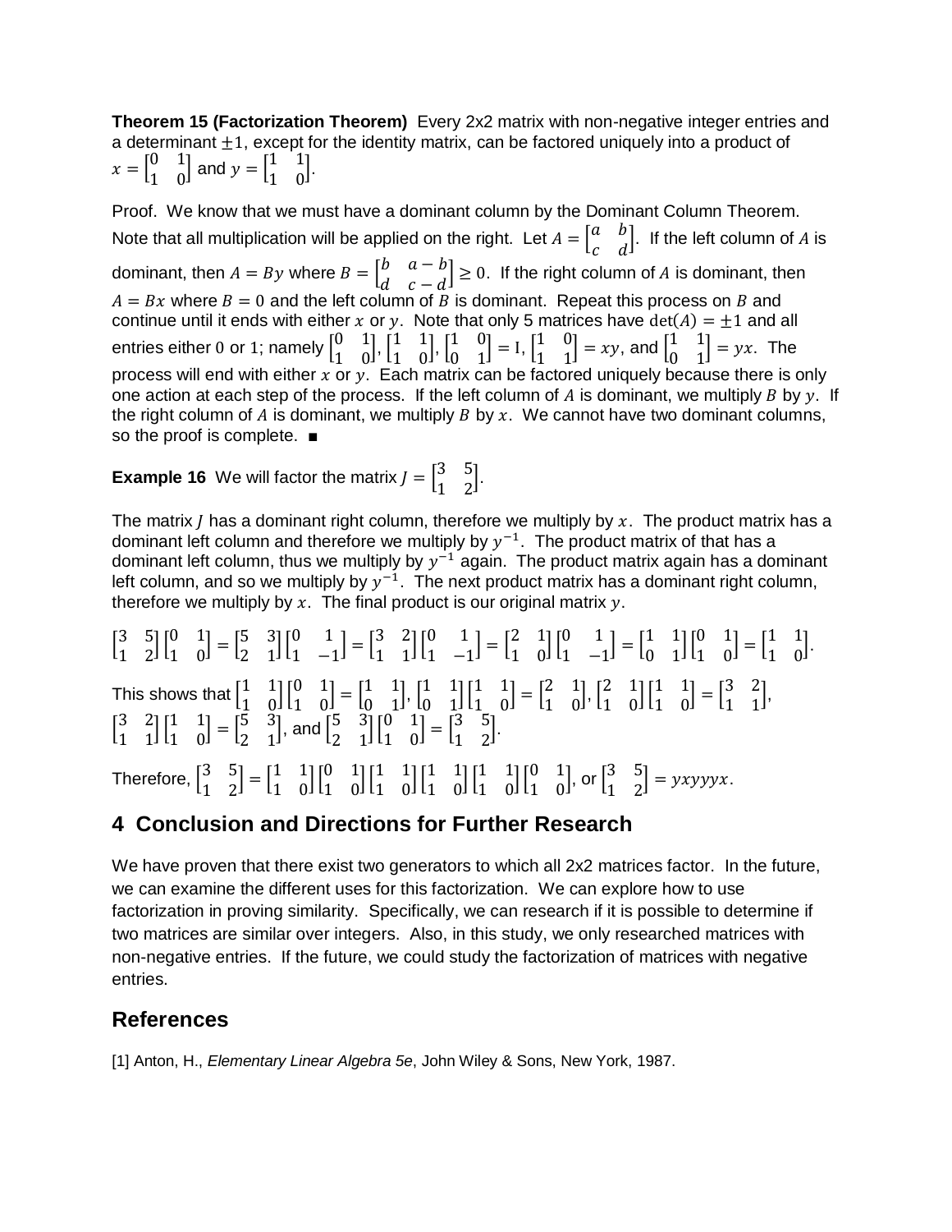**Theorem 15 (Factorization Theorem)** Every 2x2 matrix with non-negative integer entries and a determinant $\pm 1$, except for the identity matrix, can be factored uniquely into a product of $x = \begin{bmatrix} 0 & 1 \\ 1 & 0 \end{bmatrix}$ and $y = \begin{bmatrix} 1 & 1 \\ 1 & 0 \end{bmatrix}$.

Proof. We know that we must have a dominant column by the Dominant Column Theorem. Note that all multiplication will be applied on the right. Let $A = \begin{bmatrix} a & b \\ c & d \end{bmatrix}$. If the left column of $A$ is dominant, then $A = By$ where $B = \begin{bmatrix} b & a-b \\ d & c-d \end{bmatrix} \geq 0$. If the right column of $A$ is dominant, then $A = Bx$ where $B = 0$ and the left column of $B$ is dominant. Repeat this process on $B$ and continue until it ends with either $x$ or $y$. Note that only 5 matrices have $\det(A) = \pm 1$ and all entries either 0 or 1; namely $\begin{bmatrix} 0 & 1 \\ 1 & 0 \end{bmatrix}$, $\begin{bmatrix} 1 & 1 \\ 1 & 0 \end{bmatrix}$, $\begin{bmatrix} 1 & 0 \\ 0 & 1 \end{bmatrix} = \mathrm{I}$, $\begin{bmatrix} 1 & 0 \\ 1 & 1 \end{bmatrix} = xy$, and $\begin{bmatrix} 1 & 1 \\ 0 & 1 \end{bmatrix} = yx$. The process will end with either $x$ or $y$. Each matrix can be factored uniquely because there is only one action at each step of the process. If the left column of $A$ is dominant, we multiply $B$ by $y$. If the right column of $A$ is dominant, we multiply $B$ by $x$. We cannot have two dominant columns, so the proof is complete. ■

**Example 16** We will factor the matrix $J = \begin{bmatrix} 3 & 5 \\ 1 & 2 \end{bmatrix}$.

The matrix $J$ has a dominant right column, therefore we multiply by $x$. The product matrix has a dominant left column and therefore we multiply by $y^{-1}$. The product matrix of that has a dominant left column, thus we multiply by $y^{-1}$ again. The product matrix again has a dominant left column, and so we multiply by $y^{-1}$. The next product matrix has a dominant right column, therefore we multiply by $x$. The final product is our original matrix $y$.

$$\begin{bmatrix} 3 & 5 \\ 1 & 2 \end{bmatrix}\begin{bmatrix} 0 & 1 \\ 1 & 0 \end{bmatrix} = \begin{bmatrix} 5 & 3 \\ 2 & 1 \end{bmatrix}\begin{bmatrix} 0 & 1 \\ 1 & -1 \end{bmatrix} = \begin{bmatrix} 3 & 2 \\ 1 & 1 \end{bmatrix}\begin{bmatrix} 0 & 1 \\ 1 & -1 \end{bmatrix} = \begin{bmatrix} 2 & 1 \\ 1 & 0 \end{bmatrix}\begin{bmatrix} 0 & 1 \\ 1 & -1 \end{bmatrix} = \begin{bmatrix} 1 & 1 \\ 0 & 1 \end{bmatrix}\begin{bmatrix} 0 & 1 \\ 1 & 0 \end{bmatrix} = \begin{bmatrix} 1 & 1 \\ 1 & 0 \end{bmatrix}.$$

This shows that $\begin{bmatrix} 1 & 1 \\ 1 & 0 \end{bmatrix}\begin{bmatrix} 0 & 1 \\ 1 & 0 \end{bmatrix} = \begin{bmatrix} 1 & 1 \\ 0 & 1 \end{bmatrix}$, $\begin{bmatrix} 1 & 1 \\ 0 & 1 \end{bmatrix}\begin{bmatrix} 1 & 1 \\ 1 & 0 \end{bmatrix} = \begin{bmatrix} 2 & 1 \\ 1 & 0 \end{bmatrix}$, $\begin{bmatrix} 2 & 1 \\ 1 & 0 \end{bmatrix}\begin{bmatrix} 1 & 1 \\ 1 & 0 \end{bmatrix} = \begin{bmatrix} 3 & 2 \\ 1 & 1 \end{bmatrix}$, $\begin{bmatrix} 3 & 2 \\ 1 & 1 \end{bmatrix}\begin{bmatrix} 1 & 1 \\ 1 & 0 \end{bmatrix} = \begin{bmatrix} 5 & 3 \\ 2 & 1 \end{bmatrix}$, and $\begin{bmatrix} 5 & 3 \\ 2 & 1 \end{bmatrix}\begin{bmatrix} 0 & 1 \\ 1 & 0 \end{bmatrix} = \begin{bmatrix} 3 & 5 \\ 1 & 2 \end{bmatrix}$.

Therefore, $\begin{bmatrix} 3 & 5 \\ 1 & 2 \end{bmatrix} = \begin{bmatrix} 1 & 1 \\ 1 & 0 \end{bmatrix}\begin{bmatrix} 0 & 1 \\ 1 & 0 \end{bmatrix}\begin{bmatrix} 1 & 1 \\ 1 & 0 \end{bmatrix}\begin{bmatrix} 1 & 1 \\ 1 & 0 \end{bmatrix}\begin{bmatrix} 1 & 1 \\ 1 & 0 \end{bmatrix}\begin{bmatrix} 0 & 1 \\ 1 & 0 \end{bmatrix}$, or $\begin{bmatrix} 3 & 5 \\ 1 & 2 \end{bmatrix} = yxyyyx$.

## 4 Conclusion and Directions for Further Research

We have proven that there exist two generators to which all 2x2 matrices factor. In the future, we can examine the different uses for this factorization. We can explore how to use factorization in proving similarity. Specifically, we can research if it is possible to determine if two matrices are similar over integers. Also, in this study, we only researched matrices with non-negative entries. If the future, we could study the factorization of matrices with negative entries.

## References

[1] Anton, H., *Elementary Linear Algebra 5e*, John Wiley & Sons, New York, 1987.